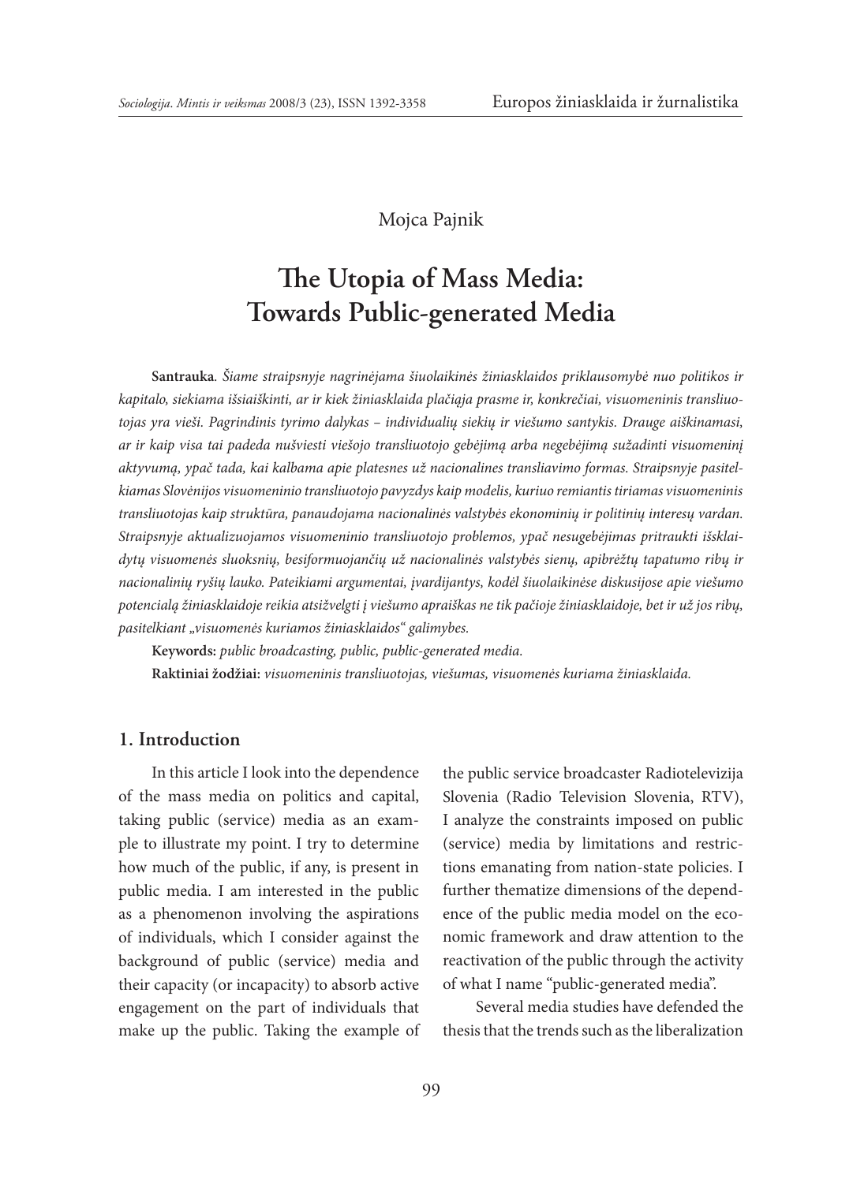Mojca Pajnik

# The Utopia of Mass Media: Towards Public-generated Media

**Santrauka**. *Šiame straipsnyje nagrinėjama šiuolaikinės žiniasklaidos priklausomybė nuo politikos ir kapitalo, siekiama išsiaiškinti, ar ir kiek žiniasklaida plačiąja prasme ir, konkrečiai, visuomeninis transliuotojas yra vieši. Pagrindinis tyrimo dalykas – individualių siekių ir viešumo santykis. Drauge aiškinamasi, ar ir kaip visa tai padeda nušviesti viešojo transliuotojo gebėjimą arba negebėjimą sužadinti visuomeninį aktyvumą, ypač tada, kai kalbama apie platesnes už nacionalines transliavimo formas. Straipsnyje pasitelkiamas Slovėnijos visuomeninio transliuotojo pavyzdys kaip modelis, kuriuo remiantis tiriamas visuomeninis transliuotojas kaip struktūra, panaudojama nacionalinės valstybės ekonominių ir politinių interesų vardan. Straipsnyje aktualizuojamos visuomeninio transliuotojo problemos, ypač nesugebėjimas pritraukti išsklaidytų visuomenės sluoksnių, besiformuojančių už nacionalinės valstybės sienų, apibrėžtų tapatumo ribų ir nacionalinių ryšių lauko. Pateikiami argumentai, įvardijantys, kodėl šiuolaikinėse diskusijose apie viešumo potencialą žiniasklaidoje reikia atsižvelgti į viešumo apraiškas ne tik pačioje žiniasklaidoje, bet ir už jos ribų, pasitelkiant „visuomenės kuriamos žiniasklaidos" galimybes.*

**Keywords:** *public broadcasting, public, public-generated media.*

**Raktiniai žodžiai:** *visuomeninis transliuotojas, viešumas, visuomenės kuriama žiniasklaida.*

## 1. Introduction

In this article I look into the dependence of the mass media on politics and capital, taking public (service) media as an example to illustrate my point. I try to determine how much of the public, if any, is present in public media. I am interested in the public as a phenomenon involving the aspirations of individuals, which I consider against the background of public (service) media and their capacity (or incapacity) to absorb active engagement on the part of individuals that make up the public. Taking the example of the public service broadcaster Radiotelevizija Slovenia (Radio Television Slovenia, RTV), I analyze the constraints imposed on public (service) media by limitations and restrictions emanating from nation-state policies. I further thematize dimensions of the dependence of the public media model on the economic framework and draw attention to the reactivation of the public through the activity of what I name "public-generated media".

Several media studies have defended the thesis that the trends such as the liberalization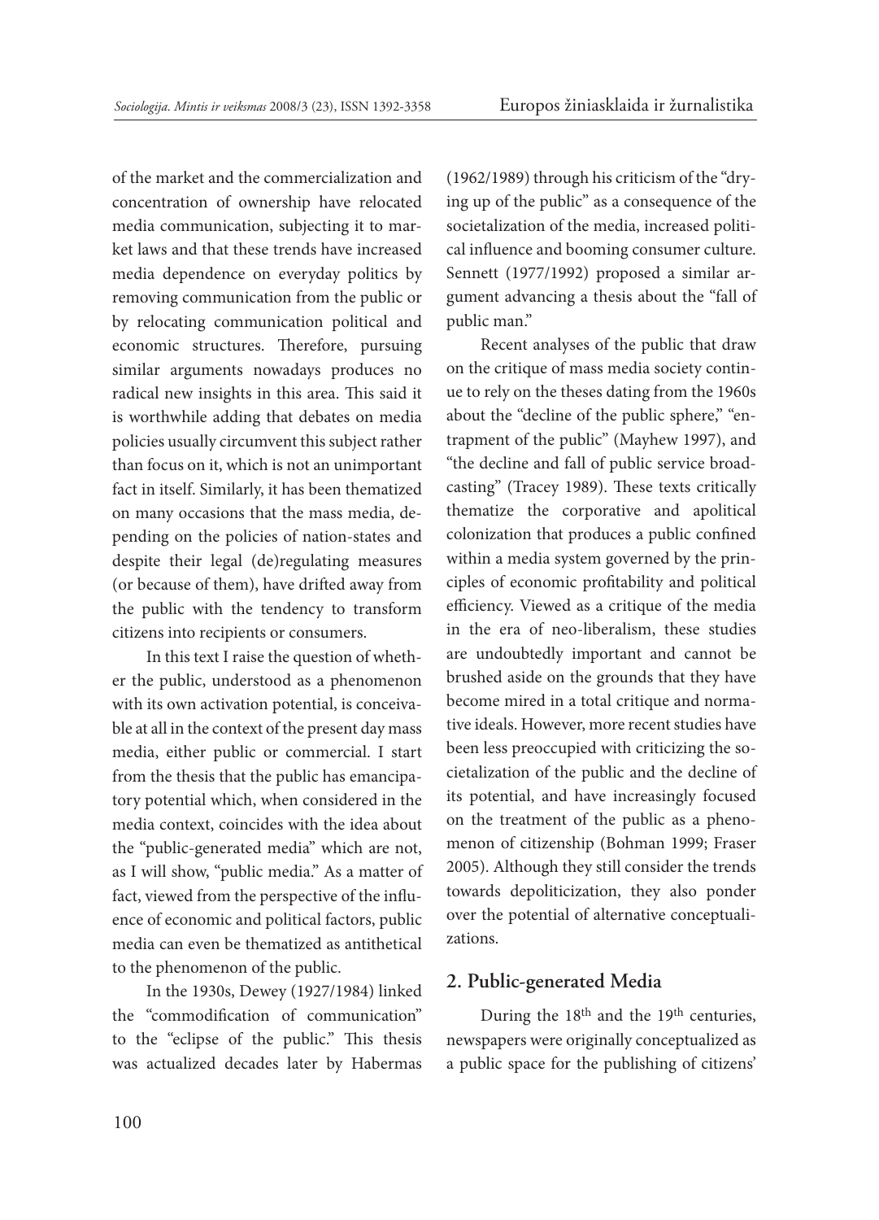of the market and the commercialization and concentration of ownership have relocated media communication, subjecting it to market laws and that these trends have increased media dependence on everyday politics by removing communication from the public or by relocating communication political and economic structures. Therefore, pursuing similar arguments nowadays produces no radical new insights in this area. This said it is worthwhile adding that debates on media policies usually circumvent this subject rather than focus on it, which is not an unimportant fact in itself. Similarly, it has been thematized on many occasions that the mass media, depending on the policies of nation-states and despite their legal (de)regulating measures (or because of them), have drifted away from the public with the tendency to transform citizens into recipients or consumers.

In this text I raise the question of whether the public, understood as a phenomenon with its own activation potential, is conceivable at all in the context of the present day mass media, either public or commercial. I start from the thesis that the public has emancipatory potential which, when considered in the media context, coincides with the idea about the "public-generated media" which are not, as I will show, "public media." As a matter of fact, viewed from the perspective of the influence of economic and political factors, public media can even be thematized as antithetical to the phenomenon of the public.

In the 1930s, Dewey (1927/1984) linked the "commodification of communication" to the "eclipse of the public." This thesis was actualized decades later by Habermas (1962/1989) through his criticism of the "drying up of the public" as a consequence of the societalization of the media, increased political influence and booming consumer culture. Sennett (1977/1992) proposed a similar argument advancing a thesis about the "fall of public man."

Recent analyses of the public that draw on the critique of mass media society continue to rely on the theses dating from the 1960s about the "decline of the public sphere," "entrapment of the public" (Mayhew 1997), and "the decline and fall of public service broadcasting" (Tracey 1989). These texts critically thematize the corporative and apolitical colonization that produces a public confined within a media system governed by the principles of economic profitability and political efficiency. Viewed as a critique of the media in the era of neo-liberalism, these studies are undoubtedly important and cannot be brushed aside on the grounds that they have become mired in a total critique and normative ideals. However, more recent studies have been less preoccupied with criticizing the societalization of the public and the decline of its potential, and have increasingly focused on the treatment of the public as a phenomenon of citizenship (Bohman 1999; Fraser 2005). Although they still consider the trends towards depoliticization, they also ponder over the potential of alternative conceptualizations.

## 2. Public-generated Media

During the 18th and the 19th centuries, newspapers were originally conceptualized as a public space for the publishing of citizens'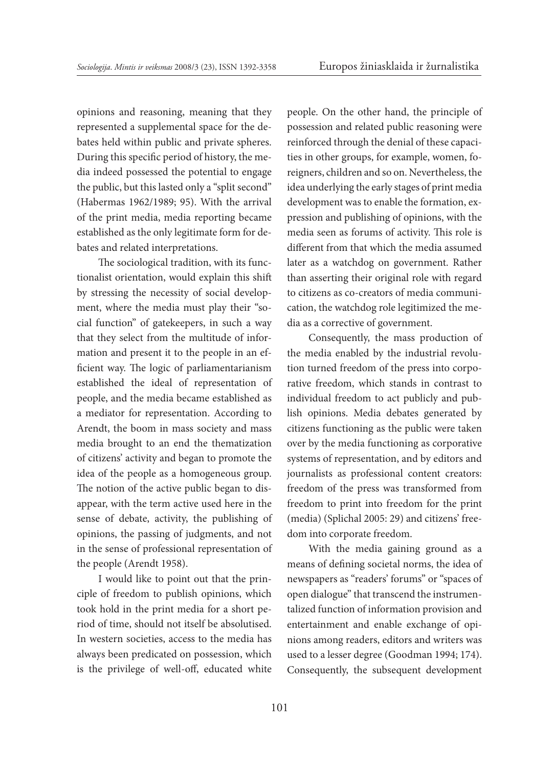opinions and reasoning, meaning that they represented a supplemental space for the debates held within public and private spheres. During this specific period of history, the media indeed possessed the potential to engage the public, but this lasted only a "split second" (Habermas 1962/1989; 95). With the arrival of the print media, media reporting became established as the only legitimate form for debates and related interpretations.

The sociological tradition, with its functionalist orientation, would explain this shift by stressing the necessity of social development, where the media must play their "social function" of gatekeepers, in such a way that they select from the multitude of information and present it to the people in an efficient way. The logic of parliamentarianism established the ideal of representation of people, and the media became established as a mediator for representation. According to Arendt, the boom in mass society and mass media brought to an end the thematization of citizens' activity and began to promote the idea of the people as a homogeneous group. The notion of the active public began to disappear, with the term active used here in the sense of debate, activity, the publishing of opinions, the passing of judgments, and not in the sense of professional representation of the people (Arendt 1958).

I would like to point out that the principle of freedom to publish opinions, which took hold in the print media for a short period of time, should not itself be absolutised. In western societies, access to the media has always been predicated on possession, which is the privilege of well-off, educated white people. On the other hand, the principle of possession and related public reasoning were reinforced through the denial of these capacities in other groups, for example, women, foreigners, children and so on. Nevertheless, the idea underlying the early stages of print media development was to enable the formation, expression and publishing of opinions, with the media seen as forums of activity. This role is different from that which the media assumed later as a watchdog on government. Rather than asserting their original role with regard to citizens as co-creators of media communication, the watchdog role legitimized the media as a corrective of government.

Consequently, the mass production of the media enabled by the industrial revolution turned freedom of the press into corporative freedom, which stands in contrast to individual freedom to act publicly and publish opinions. Media debates generated by citizens functioning as the public were taken over by the media functioning as corporative systems of representation, and by editors and journalists as professional content creators: freedom of the press was transformed from freedom to print into freedom for the print (media) (Splichal 2005: 29) and citizens' freedom into corporate freedom.

With the media gaining ground as a means of defining societal norms, the idea of newspapers as "readers' forums" or "spaces of open dialogue" that transcend the instrumentalized function of information provision and entertainment and enable exchange of opinions among readers, editors and writers was used to a lesser degree (Goodman 1994; 174). Consequently, the subsequent development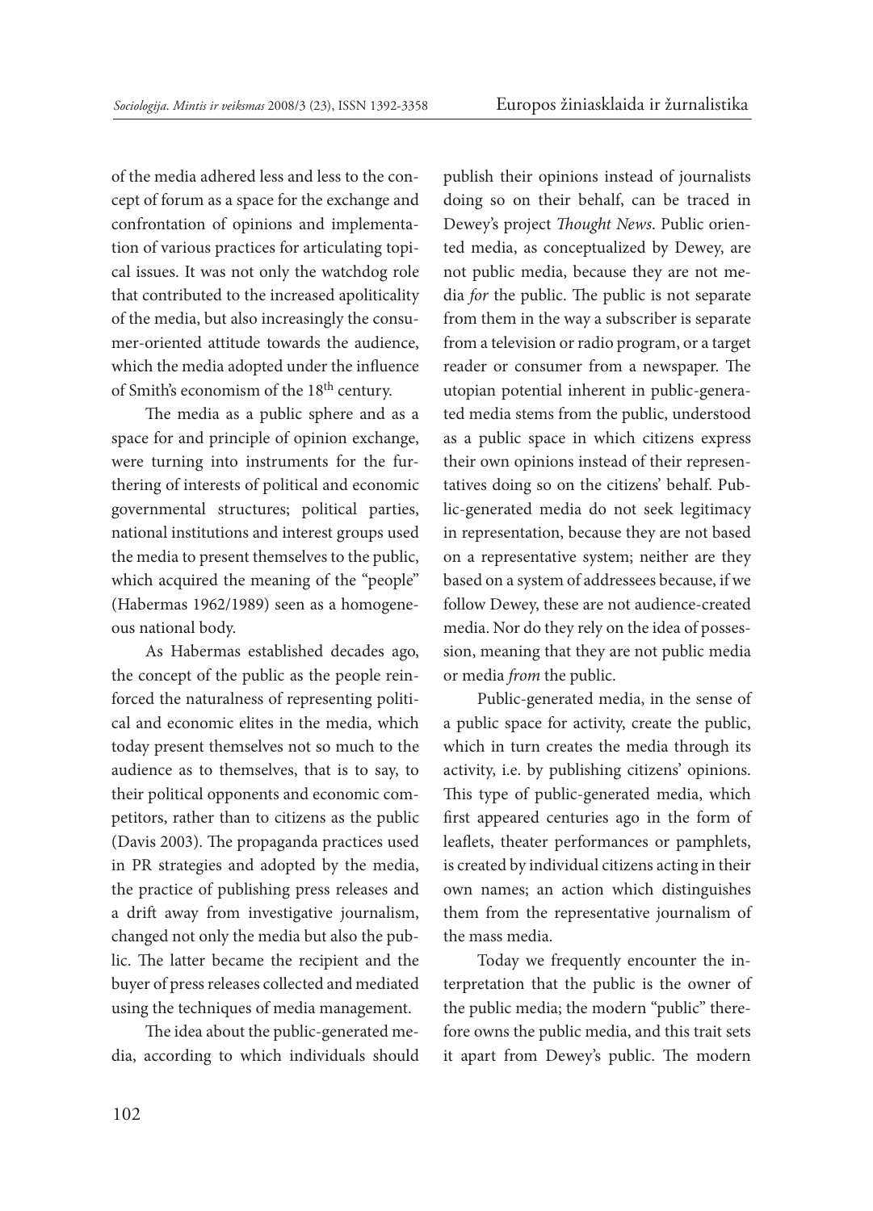of the media adhered less and less to the concept of forum as a space for the exchange and confrontation of opinions and implementation of various practices for articulating topical issues. It was not only the watchdog role that contributed to the increased apoliticality of the media, but also increasingly the consumer-oriented attitude towards the audience, which the media adopted under the influence of Smith's economism of the 18th century.

The media as a public sphere and as a space for and principle of opinion exchange, were turning into instruments for the furthering of interests of political and economic governmental structures; political parties, national institutions and interest groups used the media to present themselves to the public, which acquired the meaning of the "people" (Habermas 1962/1989) seen as a homogeneous national body.

As Habermas established decades ago, the concept of the public as the people reinforced the naturalness of representing political and economic elites in the media, which today present themselves not so much to the audience as to themselves, that is to say, to their political opponents and economic competitors, rather than to citizens as the public (Davis 2003). The propaganda practices used in PR strategies and adopted by the media, the practice of publishing press releases and a drift away from investigative journalism, changed not only the media but also the public. The latter became the recipient and the buyer of press releases collected and mediated using the techniques of media management.

The idea about the public-generated media, according to which individuals should publish their opinions instead of journalists doing so on their behalf, can be traced in Dewey's project *Thought News*. Public oriented media, as conceptualized by Dewey, are not public media, because they are not media *for* the public. The public is not separate from them in the way a subscriber is separate from a television or radio program, or a target reader or consumer from a newspaper. The utopian potential inherent in public-generated media stems from the public, understood as a public space in which citizens express their own opinions instead of their representatives doing so on the citizens' behalf. Public-generated media do not seek legitimacy in representation, because they are not based on a representative system; neither are they based on a system of addressees because, if we follow Dewey, these are not audience-created media. Nor do they rely on the idea of possession, meaning that they are not public media or media *from* the public.

Public-generated media, in the sense of a public space for activity, create the public, which in turn creates the media through its activity, i.e. by publishing citizens' opinions. This type of public-generated media, which first appeared centuries ago in the form of leaflets, theater performances or pamphlets, is created by individual citizens acting in their own names; an action which distinguishes them from the representative journalism of the mass media.

Today we frequently encounter the interpretation that the public is the owner of the public media; the modern "public" therefore owns the public media, and this trait sets it apart from Dewey's public. The modern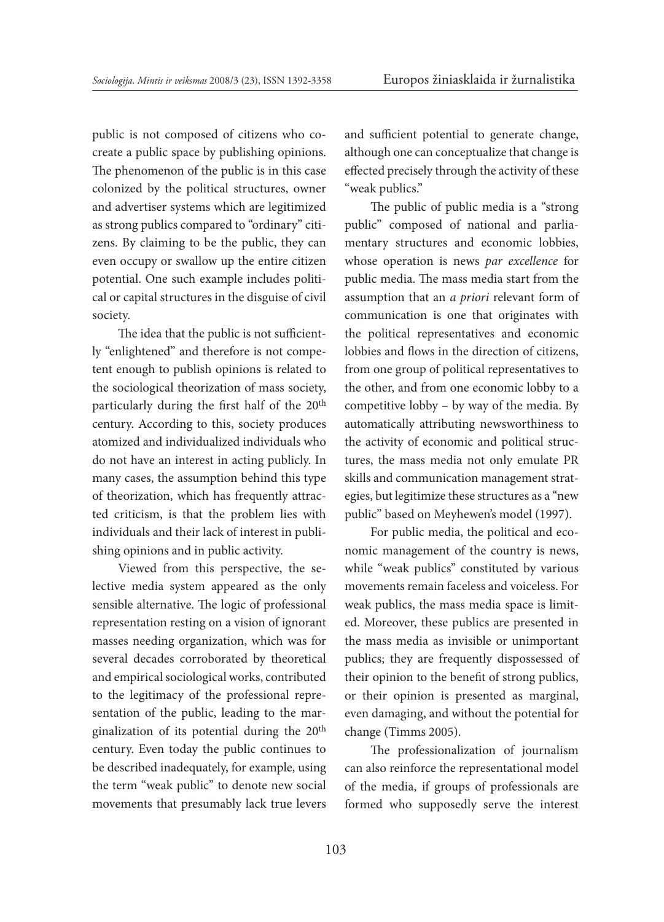public is not composed of citizens who co-create a public space by publishing opinions. The phenomenon of the public is in this case colonized by the political structures, owner and advertiser systems which are legitimized as strong publics compared to "ordinary" citizens. By claiming to be the public, they can even occupy or swallow up the entire citizen potential. One such example includes political or capital structures in the disguise of civil society.

The idea that the public is not sufficiently "enlightened" and therefore is not competent enough to publish opinions is related to the sociological theorization of mass society, particularly during the first half of the 20th century. According to this, society produces atomized and individualized individuals who do not have an interest in acting publicly. In many cases, the assumption behind this type of theorization, which has frequently attracted criticism, is that the problem lies with individuals and their lack of interest in publishing opinions and in public activity.

Viewed from this perspective, the selective media system appeared as the only sensible alternative. The logic of professional representation resting on a vision of ignorant masses needing organization, which was for several decades corroborated by theoretical and empirical sociological works, contributed to the legitimacy of the professional representation of the public, leading to the marginalization of its potential during the 20th century. Even today the public continues to be described inadequately, for example, using the term "weak public" to denote new social movements that presumably lack true levers and sufficient potential to generate change, although one can conceptualize that change is effected precisely through the activity of these "weak publics."

The public of public media is a "strong public" composed of national and parliamentary structures and economic lobbies, whose operation is news *par excellence* for public media. The mass media start from the assumption that an *a priori* relevant form of communication is one that originates with the political representatives and economic lobbies and flows in the direction of citizens, from one group of political representatives to the other, and from one economic lobby to a competitive lobby – by way of the media. By automatically attributing newsworthiness to the activity of economic and political structures, the mass media not only emulate PR skills and communication management strategies, but legitimize these structures as a "new public" based on Meyhewen's model (1997).

For public media, the political and economic management of the country is news, while "weak publics" constituted by various movements remain faceless and voiceless. For weak publics, the mass media space is limited. Moreover, these publics are presented in the mass media as invisible or unimportant publics; they are frequently dispossessed of their opinion to the benefit of strong publics, or their opinion is presented as marginal, even damaging, and without the potential for change (Timms 2005).

The professionalization of journalism can also reinforce the representational model of the media, if groups of professionals are formed who supposedly serve the interest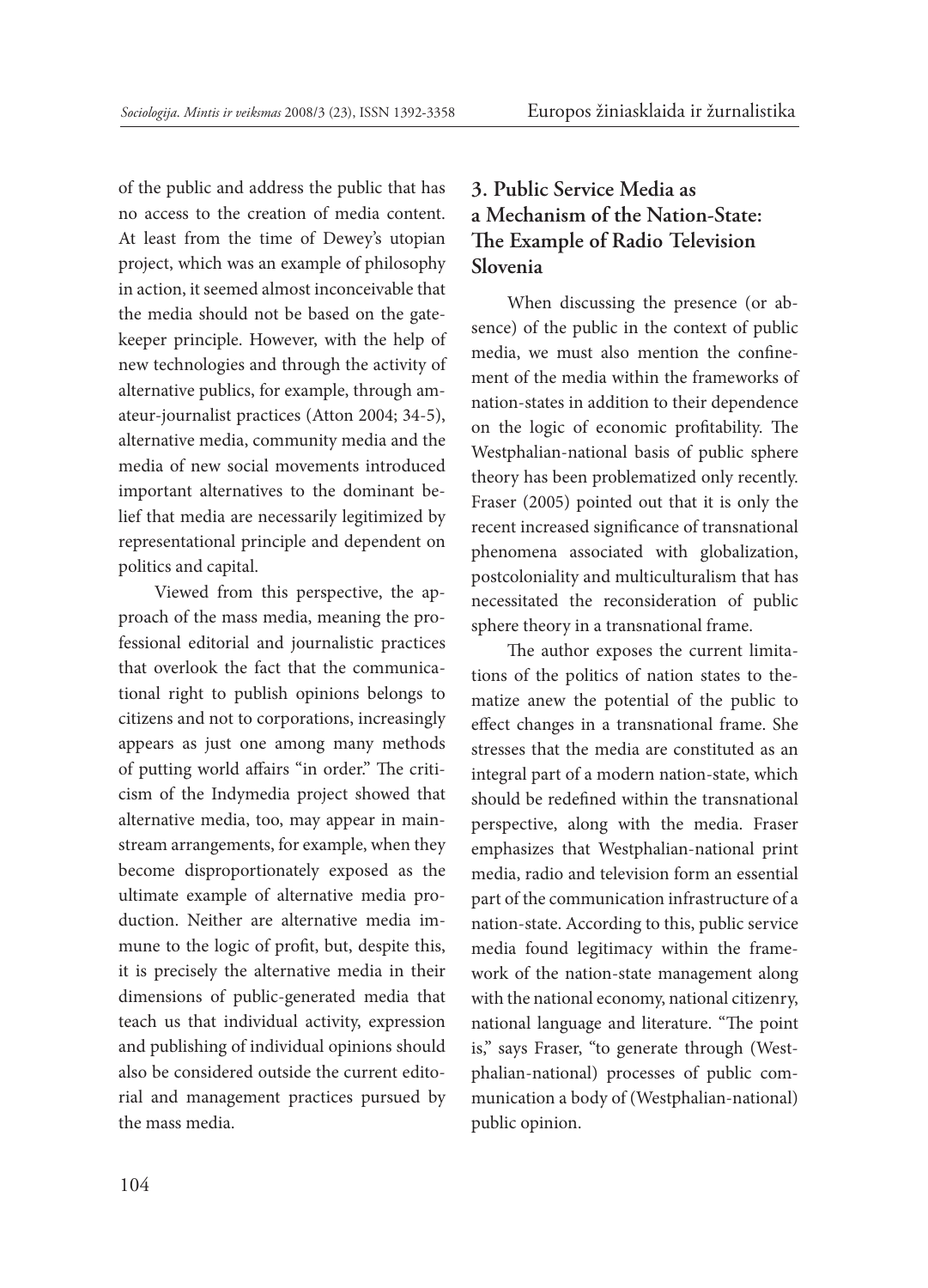of the public and address the public that has no access to the creation of media content. At least from the time of Dewey's utopian project, which was an example of philosophy in action, it seemed almost inconceivable that the media should not be based on the gatekeeper principle. However, with the help of new technologies and through the activity of alternative publics, for example, through amateur-journalist practices (Atton 2004; 34-5), alternative media, community media and the media of new social movements introduced important alternatives to the dominant belief that media are necessarily legitimized by representational principle and dependent on politics and capital.

Viewed from this perspective, the approach of the mass media, meaning the professional editorial and journalistic practices that overlook the fact that the communicational right to publish opinions belongs to citizens and not to corporations, increasingly appears as just one among many methods of putting world affairs "in order." The criticism of the Indymedia project showed that alternative media, too, may appear in mainstream arrangements, for example, when they become disproportionately exposed as the ultimate example of alternative media production. Neither are alternative media immune to the logic of profit, but, despite this, it is precisely the alternative media in their dimensions of public-generated media that teach us that individual activity, expression and publishing of individual opinions should also be considered outside the current editorial and management practices pursued by the mass media.

## 3. Public Service Media as a Mechanism of the Nation-State: The Example of Radio Television Slovenia

When discussing the presence (or absence) of the public in the context of public media, we must also mention the confinement of the media within the frameworks of nation-states in addition to their dependence on the logic of economic profitability. The Westphalian-national basis of public sphere theory has been problematized only recently. Fraser (2005) pointed out that it is only the recent increased significance of transnational phenomena associated with globalization, postcoloniality and multiculturalism that has necessitated the reconsideration of public sphere theory in a transnational frame.

The author exposes the current limitations of the politics of nation states to thematize anew the potential of the public to effect changes in a transnational frame. She stresses that the media are constituted as an integral part of a modern nation-state, which should be redefined within the transnational perspective, along with the media. Fraser emphasizes that Westphalian-national print media, radio and television form an essential part of the communication infrastructure of a nation-state. According to this, public service media found legitimacy within the framework of the nation-state management along with the national economy, national citizenry, national language and literature. "The point is," says Fraser, "to generate through (Westphalian-national) processes of public communication a body of (Westphalian-national) public opinion.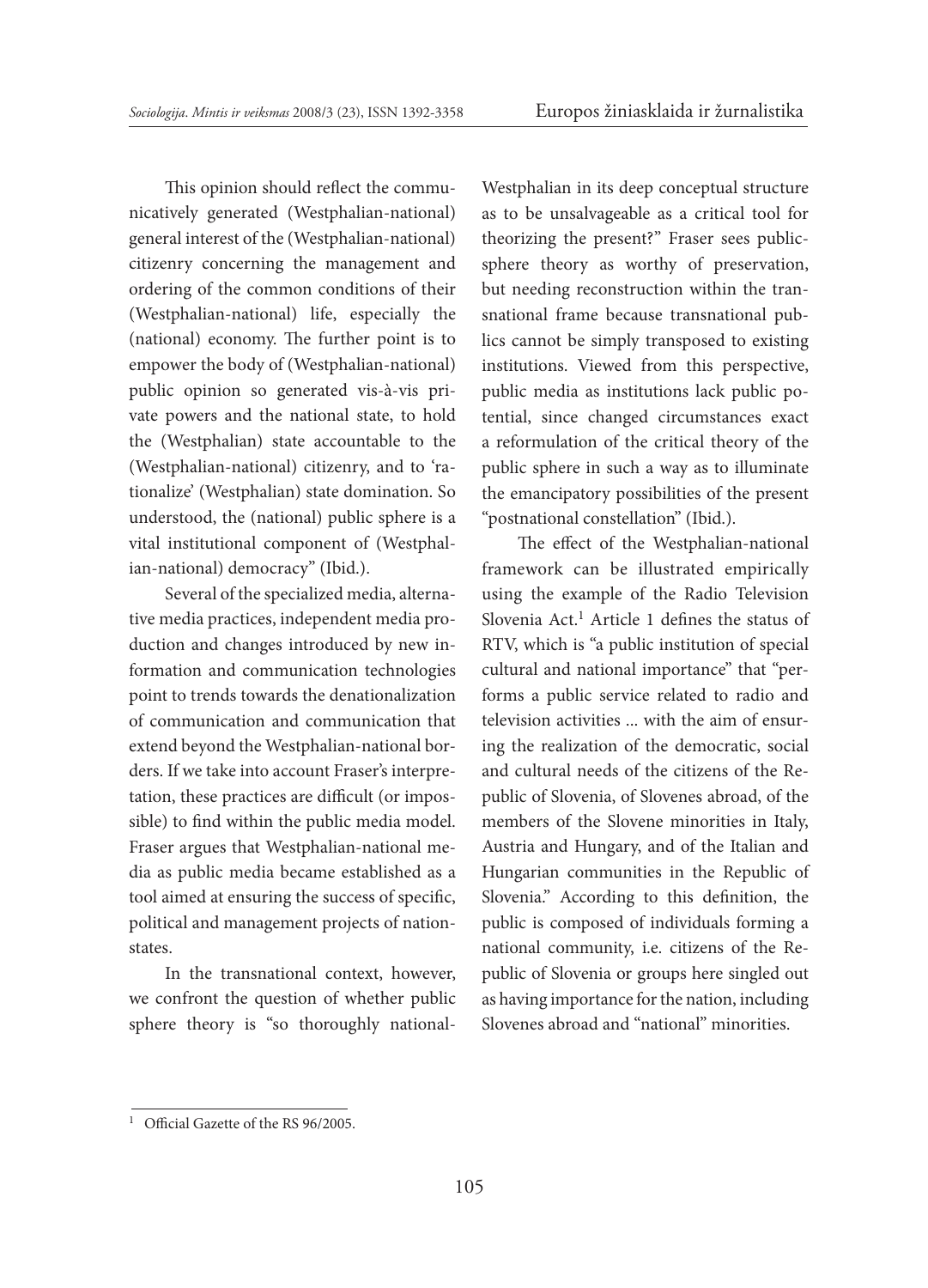This opinion should reflect the communicatively generated (Westphalian-national) general interest of the (Westphalian-national) citizenry concerning the management and ordering of the common conditions of their (Westphalian-national) life, especially the (national) economy. The further point is to empower the body of (Westphalian-national) public opinion so generated vis-à-vis private powers and the national state, to hold the (Westphalian) state accountable to the (Westphalian-national) citizenry, and to 'rationalize' (Westphalian) state domination. So understood, the (national) public sphere is a vital institutional component of (Westphalian-national) democracy" (Ibid.).

Several of the specialized media, alternative media practices, independent media production and changes introduced by new information and communication technologies point to trends towards the denationalization of communication and communication that extend beyond the Westphalian-national borders. If we take into account Fraser's interpretation, these practices are difficult (or impossible) to find within the public media model. Fraser argues that Westphalian-national media as public media became established as a tool aimed at ensuring the success of specific, political and management projects of nation-states.

In the transnational context, however, we confront the question of whether public sphere theory is "so thoroughly national-Westphalian in its deep conceptual structure as to be unsalvageable as a critical tool for theorizing the present?" Fraser sees public-sphere theory as worthy of preservation, but needing reconstruction within the transnational frame because transnational publics cannot be simply transposed to existing institutions. Viewed from this perspective, public media as institutions lack public potential, since changed circumstances exact a reformulation of the critical theory of the public sphere in such a way as to illuminate the emancipatory possibilities of the present "postnational constellation" (Ibid.).

The effect of the Westphalian-national framework can be illustrated empirically using the example of the Radio Television Slovenia Act.[1] Article 1 defines the status of RTV, which is "a public institution of special cultural and national importance" that "performs a public service related to radio and television activities ... with the aim of ensuring the realization of the democratic, social and cultural needs of the citizens of the Republic of Slovenia, of Slovenes abroad, of the members of the Slovene minorities in Italy, Austria and Hungary, and of the Italian and Hungarian communities in the Republic of Slovenia." According to this definition, the public is composed of individuals forming a national community, i.e. citizens of the Republic of Slovenia or groups here singled out as having importance for the nation, including Slovenes abroad and "national" minorities.

[1] Official Gazette of the RS 96/2005.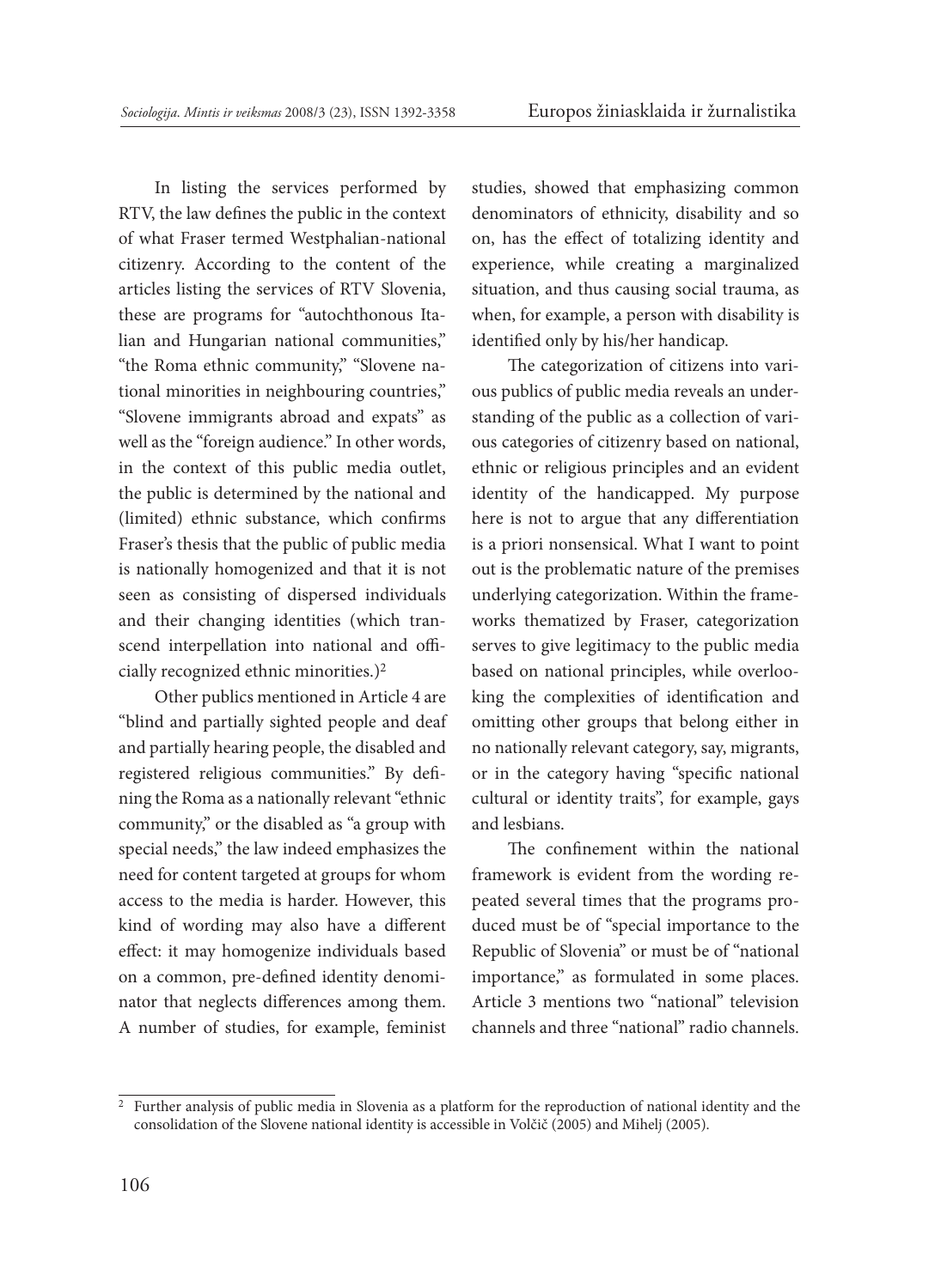In listing the services performed by RTV, the law defines the public in the context of what Fraser termed Westphalian-national citizenry. According to the content of the articles listing the services of RTV Slovenia, these are programs for "autochthonous Italian and Hungarian national communities," "the Roma ethnic community," "Slovene national minorities in neighbouring countries," "Slovene immigrants abroad and expats" as well as the "foreign audience." In other words, in the context of this public media outlet, the public is determined by the national and (limited) ethnic substance, which confirms Fraser's thesis that the public of public media is nationally homogenized and that it is not seen as consisting of dispersed individuals and their changing identities (which transcend interpellation into national and officially recognized ethnic minorities.)[2]

Other publics mentioned in Article 4 are "blind and partially sighted people and deaf and partially hearing people, the disabled and registered religious communities." By defining the Roma as a nationally relevant "ethnic community," or the disabled as "a group with special needs," the law indeed emphasizes the need for content targeted at groups for whom access to the media is harder. However, this kind of wording may also have a different effect: it may homogenize individuals based on a common, pre-defined identity denominator that neglects differences among them. A number of studies, for example, feminist studies, showed that emphasizing common denominators of ethnicity, disability and so on, has the effect of totalizing identity and experience, while creating a marginalized situation, and thus causing social trauma, as when, for example, a person with disability is identified only by his/her handicap.

The categorization of citizens into various publics of public media reveals an understanding of the public as a collection of various categories of citizenry based on national, ethnic or religious principles and an evident identity of the handicapped. My purpose here is not to argue that any differentiation is a priori nonsensical. What I want to point out is the problematic nature of the premises underlying categorization. Within the frameworks thematized by Fraser, categorization serves to give legitimacy to the public media based on national principles, while overlooking the complexities of identification and omitting other groups that belong either in no nationally relevant category, say, migrants, or in the category having "specific national cultural or identity traits", for example, gays and lesbians.

The confinement within the national framework is evident from the wording repeated several times that the programs produced must be of "special importance to the Republic of Slovenia" or must be of "national importance," as formulated in some places. Article 3 mentions two "national" television channels and three "national" radio channels.

---

[2] Further analysis of public media in Slovenia as a platform for the reproduction of national identity and the consolidation of the Slovene national identity is accessible in Volčič (2005) and Mihelj (2005).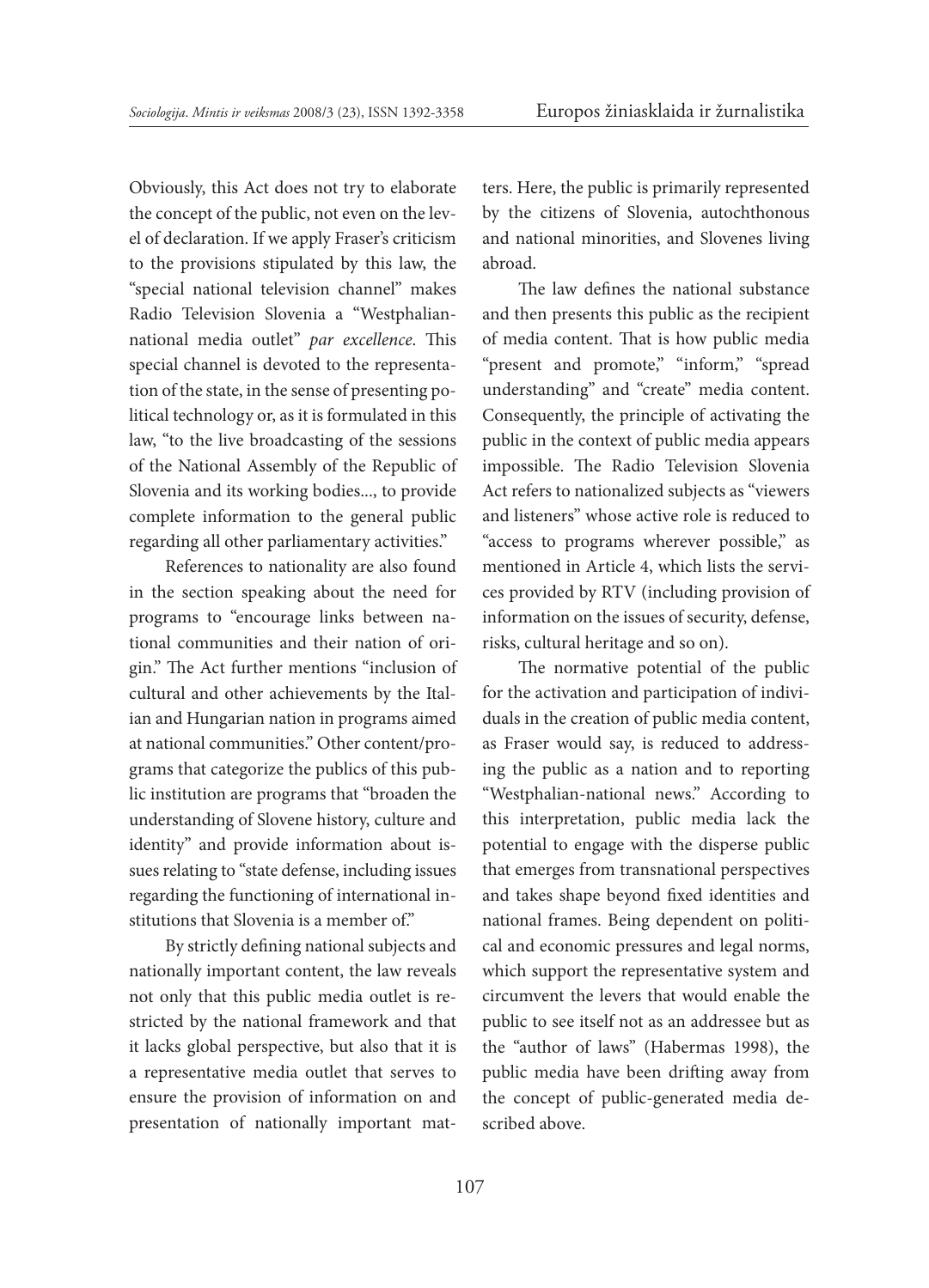Obviously, this Act does not try to elaborate the concept of the public, not even on the level of declaration. If we apply Fraser's criticism to the provisions stipulated by this law, the "special national television channel" makes Radio Television Slovenia a "Westphalian-national media outlet" *par excellence*. This special channel is devoted to the representation of the state, in the sense of presenting political technology or, as it is formulated in this law, "to the live broadcasting of the sessions of the National Assembly of the Republic of Slovenia and its working bodies..., to provide complete information to the general public regarding all other parliamentary activities."

References to nationality are also found in the section speaking about the need for programs to "encourage links between national communities and their nation of origin." The Act further mentions "inclusion of cultural and other achievements by the Italian and Hungarian nation in programs aimed at national communities." Other content/programs that categorize the publics of this public institution are programs that "broaden the understanding of Slovene history, culture and identity" and provide information about issues relating to "state defense, including issues regarding the functioning of international institutions that Slovenia is a member of."

By strictly defining national subjects and nationally important content, the law reveals not only that this public media outlet is restricted by the national framework and that it lacks global perspective, but also that it is a representative media outlet that serves to ensure the provision of information on and presentation of nationally important matters. Here, the public is primarily represented by the citizens of Slovenia, autochthonous and national minorities, and Slovenes living abroad.

The law defines the national substance and then presents this public as the recipient of media content. That is how public media "present and promote," "inform," "spread understanding" and "create" media content. Consequently, the principle of activating the public in the context of public media appears impossible. The Radio Television Slovenia Act refers to nationalized subjects as "viewers and listeners" whose active role is reduced to "access to programs wherever possible," as mentioned in Article 4, which lists the services provided by RTV (including provision of information on the issues of security, defense, risks, cultural heritage and so on).

The normative potential of the public for the activation and participation of individuals in the creation of public media content, as Fraser would say, is reduced to addressing the public as a nation and to reporting "Westphalian-national news." According to this interpretation, public media lack the potential to engage with the disperse public that emerges from transnational perspectives and takes shape beyond fixed identities and national frames. Being dependent on political and economic pressures and legal norms, which support the representative system and circumvent the levers that would enable the public to see itself not as an addressee but as the "author of laws" (Habermas 1998), the public media have been drifting away from the concept of public-generated media described above.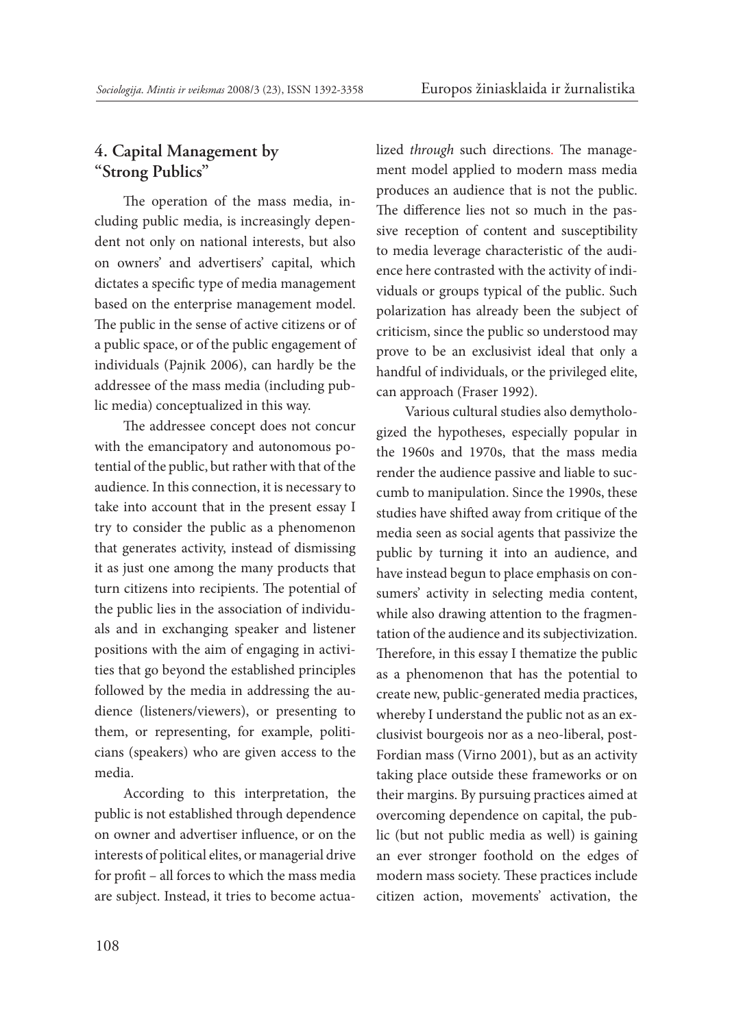## 4. Capital Management by "Strong Publics"

The operation of the mass media, including public media, is increasingly dependent not only on national interests, but also on owners' and advertisers' capital, which dictates a specific type of media management based on the enterprise management model. The public in the sense of active citizens or of a public space, or of the public engagement of individuals (Pajnik 2006), can hardly be the addressee of the mass media (including public media) conceptualized in this way.

The addressee concept does not concur with the emancipatory and autonomous potential of the public, but rather with that of the audience. In this connection, it is necessary to take into account that in the present essay I try to consider the public as a phenomenon that generates activity, instead of dismissing it as just one among the many products that turn citizens into recipients. The potential of the public lies in the association of individuals and in exchanging speaker and listener positions with the aim of engaging in activities that go beyond the established principles followed by the media in addressing the audience (listeners/viewers), or presenting to them, or representing, for example, politicians (speakers) who are given access to the media.

According to this interpretation, the public is not established through dependence on owner and advertiser influence, or on the interests of political elites, or managerial drive for profit – all forces to which the mass media are subject. Instead, it tries to become actualized *through* such directions. The management model applied to modern mass media produces an audience that is not the public. The difference lies not so much in the passive reception of content and susceptibility to media leverage characteristic of the audience here contrasted with the activity of individuals or groups typical of the public. Such polarization has already been the subject of criticism, since the public so understood may prove to be an exclusivist ideal that only a handful of individuals, or the privileged elite, can approach (Fraser 1992).

Various cultural studies also demythologized the hypotheses, especially popular in the 1960s and 1970s, that the mass media render the audience passive and liable to succumb to manipulation. Since the 1990s, these studies have shifted away from critique of the media seen as social agents that passivize the public by turning it into an audience, and have instead begun to place emphasis on consumers' activity in selecting media content, while also drawing attention to the fragmentation of the audience and its subjectivization. Therefore, in this essay I thematize the public as a phenomenon that has the potential to create new, public-generated media practices, whereby I understand the public not as an exclusivist bourgeois nor as a neo-liberal, post-Fordian mass (Virno 2001), but as an activity taking place outside these frameworks or on their margins. By pursuing practices aimed at overcoming dependence on capital, the public (but not public media as well) is gaining an ever stronger foothold on the edges of modern mass society. These practices include citizen action, movements' activation, the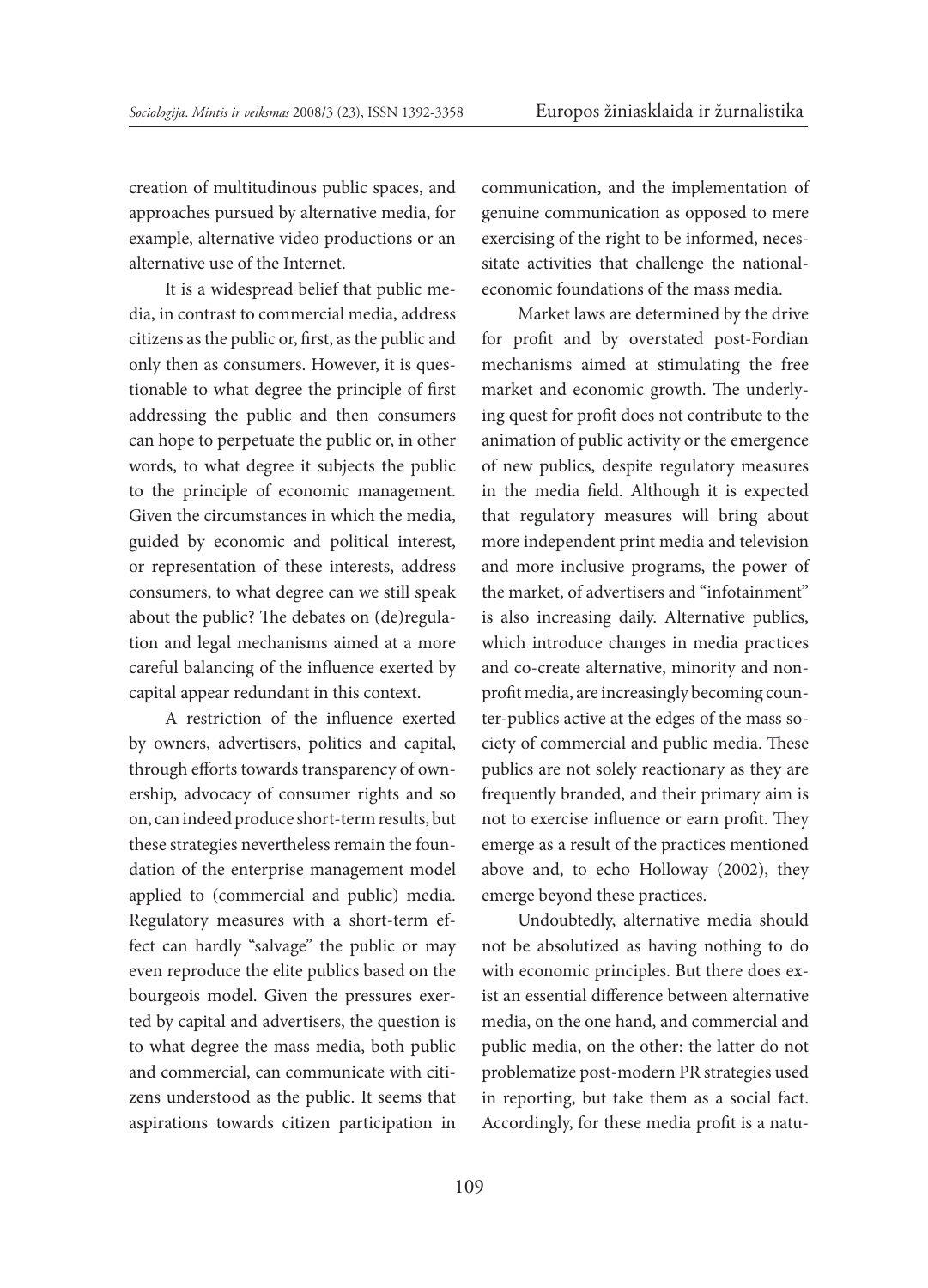creation of multitudinous public spaces, and approaches pursued by alternative media, for example, alternative video productions or an alternative use of the Internet.

It is a widespread belief that public media, in contrast to commercial media, address citizens as the public or, first, as the public and only then as consumers. However, it is questionable to what degree the principle of first addressing the public and then consumers can hope to perpetuate the public or, in other words, to what degree it subjects the public to the principle of economic management. Given the circumstances in which the media, guided by economic and political interest, or representation of these interests, address consumers, to what degree can we still speak about the public? The debates on (de)regulation and legal mechanisms aimed at a more careful balancing of the influence exerted by capital appear redundant in this context.

A restriction of the influence exerted by owners, advertisers, politics and capital, through efforts towards transparency of ownership, advocacy of consumer rights and so on, can indeed produce short-term results, but these strategies nevertheless remain the foundation of the enterprise management model applied to (commercial and public) media. Regulatory measures with a short-term effect can hardly "salvage" the public or may even reproduce the elite publics based on the bourgeois model. Given the pressures exerted by capital and advertisers, the question is to what degree the mass media, both public and commercial, can communicate with citizens understood as the public. It seems that aspirations towards citizen participation in communication, and the implementation of genuine communication as opposed to mere exercising of the right to be informed, necessitate activities that challenge the national-economic foundations of the mass media.

Market laws are determined by the drive for profit and by overstated post-Fordian mechanisms aimed at stimulating the free market and economic growth. The underlying quest for profit does not contribute to the animation of public activity or the emergence of new publics, despite regulatory measures in the media field. Although it is expected that regulatory measures will bring about more independent print media and television and more inclusive programs, the power of the market, of advertisers and "infotainment" is also increasing daily. Alternative publics, which introduce changes in media practices and co-create alternative, minority and non-profit media, are increasingly becoming counter-publics active at the edges of the mass society of commercial and public media. These publics are not solely reactionary as they are frequently branded, and their primary aim is not to exercise influence or earn profit. They emerge as a result of the practices mentioned above and, to echo Holloway (2002), they emerge beyond these practices.

Undoubtedly, alternative media should not be absolutized as having nothing to do with economic principles. But there does exist an essential difference between alternative media, on the one hand, and commercial and public media, on the other: the latter do not problematize post-modern PR strategies used in reporting, but take them as a social fact. Accordingly, for these media profit is a natu-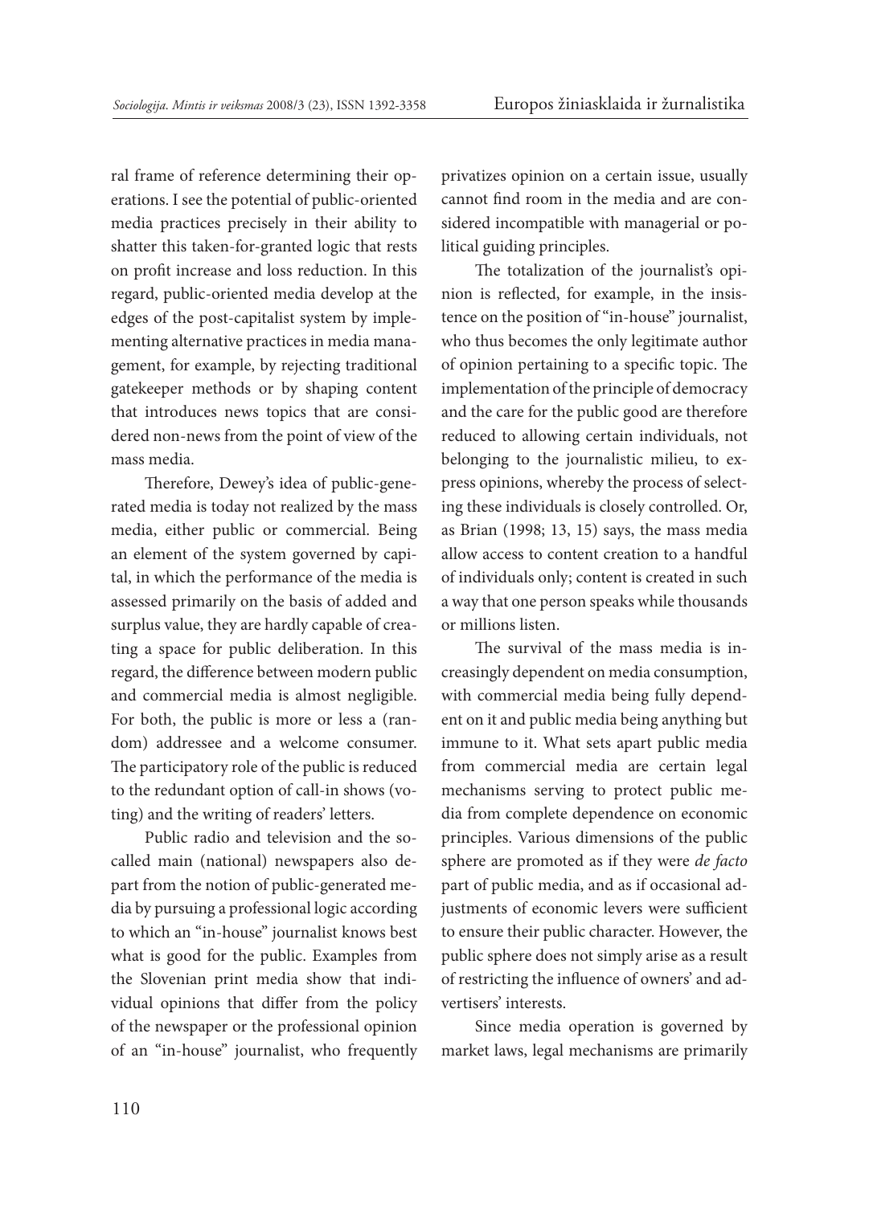ral frame of reference determining their operations. I see the potential of public-oriented media practices precisely in their ability to shatter this taken-for-granted logic that rests on profit increase and loss reduction. In this regard, public-oriented media develop at the edges of the post-capitalist system by implementing alternative practices in media management, for example, by rejecting traditional gatekeeper methods or by shaping content that introduces news topics that are considered non-news from the point of view of the mass media.

Therefore, Dewey's idea of public-generated media is today not realized by the mass media, either public or commercial. Being an element of the system governed by capital, in which the performance of the media is assessed primarily on the basis of added and surplus value, they are hardly capable of creating a space for public deliberation. In this regard, the difference between modern public and commercial media is almost negligible. For both, the public is more or less a (random) addressee and a welcome consumer. The participatory role of the public is reduced to the redundant option of call-in shows (voting) and the writing of readers' letters.

Public radio and television and the so-called main (national) newspapers also depart from the notion of public-generated media by pursuing a professional logic according to which an "in-house" journalist knows best what is good for the public. Examples from the Slovenian print media show that individual opinions that differ from the policy of the newspaper or the professional opinion of an "in-house" journalist, who frequently privatizes opinion on a certain issue, usually cannot find room in the media and are considered incompatible with managerial or political guiding principles.

The totalization of the journalist's opinion is reflected, for example, in the insistence on the position of "in-house" journalist, who thus becomes the only legitimate author of opinion pertaining to a specific topic. The implementation of the principle of democracy and the care for the public good are therefore reduced to allowing certain individuals, not belonging to the journalistic milieu, to express opinions, whereby the process of selecting these individuals is closely controlled. Or, as Brian (1998; 13, 15) says, the mass media allow access to content creation to a handful of individuals only; content is created in such a way that one person speaks while thousands or millions listen.

The survival of the mass media is increasingly dependent on media consumption, with commercial media being fully dependent on it and public media being anything but immune to it. What sets apart public media from commercial media are certain legal mechanisms serving to protect public media from complete dependence on economic principles. Various dimensions of the public sphere are promoted as if they were *de facto* part of public media, and as if occasional adjustments of economic levers were sufficient to ensure their public character. However, the public sphere does not simply arise as a result of restricting the influence of owners' and advertisers' interests.

Since media operation is governed by market laws, legal mechanisms are primarily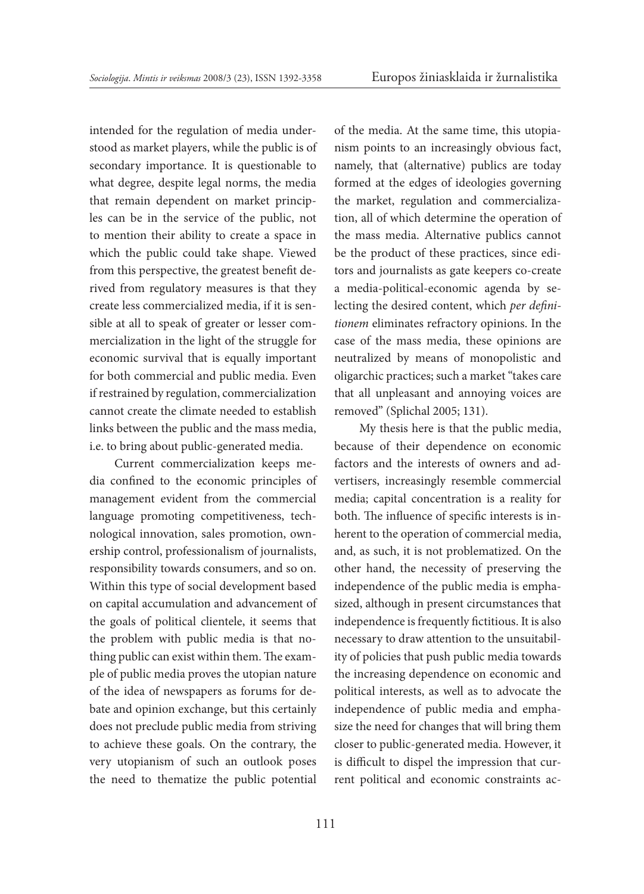intended for the regulation of media understood as market players, while the public is of secondary importance. It is questionable to what degree, despite legal norms, the media that remain dependent on market principles can be in the service of the public, not to mention their ability to create a space in which the public could take shape. Viewed from this perspective, the greatest benefit derived from regulatory measures is that they create less commercialized media, if it is sensible at all to speak of greater or lesser commercialization in the light of the struggle for economic survival that is equally important for both commercial and public media. Even if restrained by regulation, commercialization cannot create the climate needed to establish links between the public and the mass media, i.e. to bring about public-generated media.

Current commercialization keeps media confined to the economic principles of management evident from the commercial language promoting competitiveness, technological innovation, sales promotion, ownership control, professionalism of journalists, responsibility towards consumers, and so on. Within this type of social development based on capital accumulation and advancement of the goals of political clientele, it seems that the problem with public media is that nothing public can exist within them. The example of public media proves the utopian nature of the idea of newspapers as forums for debate and opinion exchange, but this certainly does not preclude public media from striving to achieve these goals. On the contrary, the very utopianism of such an outlook poses the need to thematize the public potential of the media. At the same time, this utopianism points to an increasingly obvious fact, namely, that (alternative) publics are today formed at the edges of ideologies governing the market, regulation and commercialization, all of which determine the operation of the mass media. Alternative publics cannot be the product of these practices, since editors and journalists as gate keepers co-create a media-political-economic agenda by selecting the desired content, which *per definitionem* eliminates refractory opinions. In the case of the mass media, these opinions are neutralized by means of monopolistic and oligarchic practices; such a market "takes care that all unpleasant and annoying voices are removed" (Splichal 2005; 131).

My thesis here is that the public media, because of their dependence on economic factors and the interests of owners and advertisers, increasingly resemble commercial media; capital concentration is a reality for both. The influence of specific interests is inherent to the operation of commercial media, and, as such, it is not problematized. On the other hand, the necessity of preserving the independence of the public media is emphasized, although in present circumstances that independence is frequently fictitious. It is also necessary to draw attention to the unsuitability of policies that push public media towards the increasing dependence on economic and political interests, as well as to advocate the independence of public media and emphasize the need for changes that will bring them closer to public-generated media. However, it is difficult to dispel the impression that current political and economic constraints ac-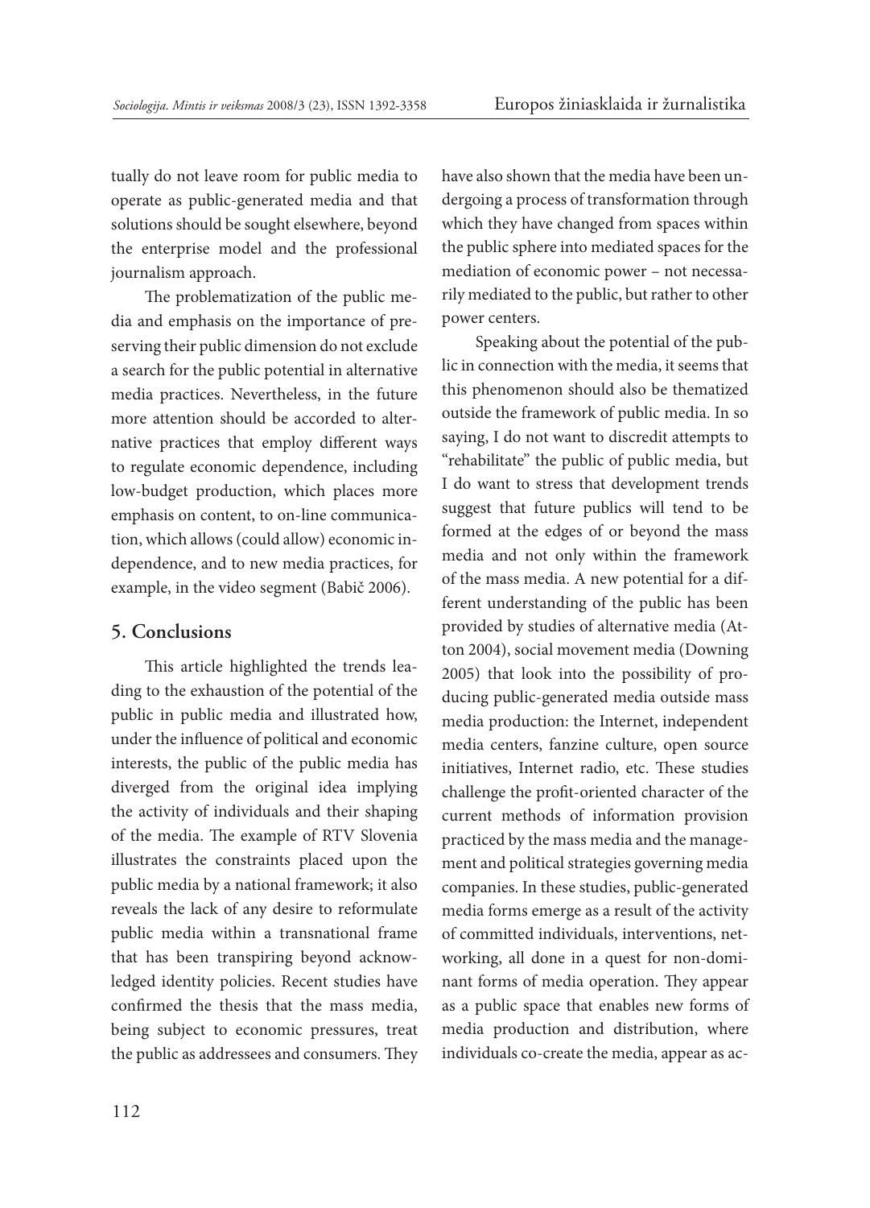tually do not leave room for public media to operate as public-generated media and that solutions should be sought elsewhere, beyond the enterprise model and the professional journalism approach.

The problematization of the public media and emphasis on the importance of preserving their public dimension do not exclude a search for the public potential in alternative media practices. Nevertheless, in the future more attention should be accorded to alternative practices that employ different ways to regulate economic dependence, including low-budget production, which places more emphasis on content, to on-line communication, which allows (could allow) economic independence, and to new media practices, for example, in the video segment (Babič 2006).

## 5. Conclusions

This article highlighted the trends leading to the exhaustion of the potential of the public in public media and illustrated how, under the influence of political and economic interests, the public of the public media has diverged from the original idea implying the activity of individuals and their shaping of the media. The example of RTV Slovenia illustrates the constraints placed upon the public media by a national framework; it also reveals the lack of any desire to reformulate public media within a transnational frame that has been transpiring beyond acknowledged identity policies. Recent studies have confirmed the thesis that the mass media, being subject to economic pressures, treat the public as addressees and consumers. They have also shown that the media have been undergoing a process of transformation through which they have changed from spaces within the public sphere into mediated spaces for the mediation of economic power – not necessarily mediated to the public, but rather to other power centers.

Speaking about the potential of the public in connection with the media, it seems that this phenomenon should also be thematized outside the framework of public media. In so saying, I do not want to discredit attempts to "rehabilitate" the public of public media, but I do want to stress that development trends suggest that future publics will tend to be formed at the edges of or beyond the mass media and not only within the framework of the mass media. A new potential for a different understanding of the public has been provided by studies of alternative media (Atton 2004), social movement media (Downing 2005) that look into the possibility of producing public-generated media outside mass media production: the Internet, independent media centers, fanzine culture, open source initiatives, Internet radio, etc. These studies challenge the profit-oriented character of the current methods of information provision practiced by the mass media and the management and political strategies governing media companies. In these studies, public-generated media forms emerge as a result of the activity of committed individuals, interventions, networking, all done in a quest for non-dominant forms of media operation. They appear as a public space that enables new forms of media production and distribution, where individuals co-create the media, appear as ac-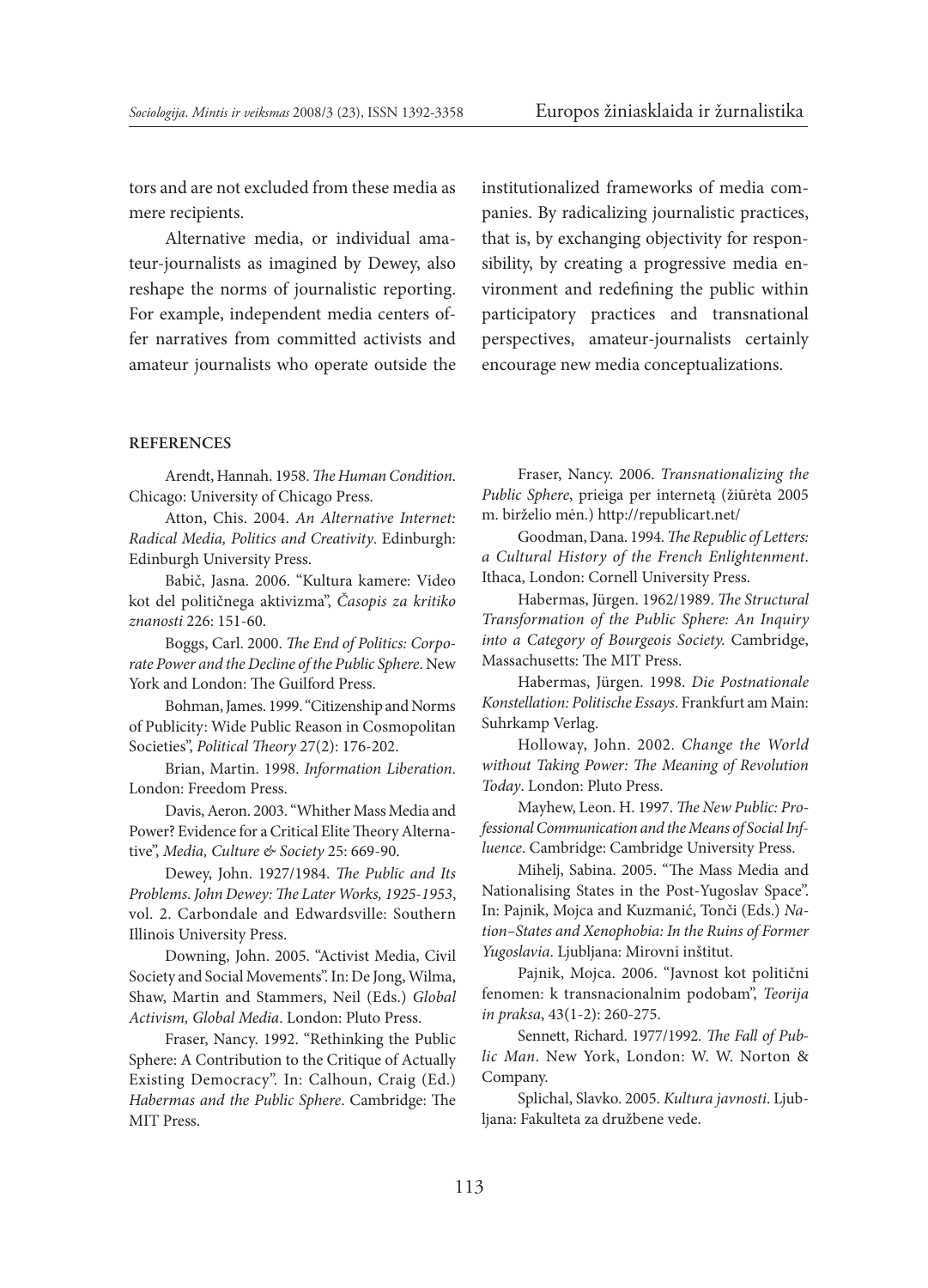tors and are not excluded from these media as mere recipients.

Alternative media, or individual amateur-journalists as imagined by Dewey, also reshape the norms of journalistic reporting. For example, independent media centers offer narratives from committed activists and amateur journalists who operate outside the institutionalized frameworks of media companies. By radicalizing journalistic practices, that is, by exchanging objectivity for responsibility, by creating a progressive media environment and redefining the public within participatory practices and transnational perspectives, amateur-journalists certainly encourage new media conceptualizations.

## REFERENCES

Arendt, Hannah. 1958. *The Human Condition*. Chicago: University of Chicago Press.

Atton, Chis. 2004. *An Alternative Internet: Radical Media, Politics and Creativity*. Edinburgh: Edinburgh University Press.

Babič, Jasna. 2006. "Kultura kamere: Video kot del političnega aktivizma", *Časopis za kritiko znanosti* 226: 151-60.

Boggs, Carl. 2000. *The End of Politics: Corporate Power and the Decline of the Public Sphere*. New York and London: The Guilford Press.

Bohman, James. 1999. "Citizenship and Norms of Publicity: Wide Public Reason in Cosmopolitan Societies", *Political Theory* 27(2): 176-202.

Brian, Martin. 1998. *Information Liberation*. London: Freedom Press.

Davis, Aeron. 2003. "Whither Mass Media and Power? Evidence for a Critical Elite Theory Alternative", *Media, Culture & Society* 25: 669-90.

Dewey, John. 1927/1984. *The Public and Its Problems. John Dewey: The Later Works, 1925-1953*, vol. 2. Carbondale and Edwardsville: Southern Illinois University Press.

Downing, John. 2005. "Activist Media, Civil Society and Social Movements". In: De Jong, Wilma, Shaw, Martin and Stammers, Neil (Eds.) *Global Activism, Global Media*. London: Pluto Press.

Fraser, Nancy. 1992. "Rethinking the Public Sphere: A Contribution to the Critique of Actually Existing Democracy". In: Calhoun, Craig (Ed.) *Habermas and the Public Sphere*. Cambridge: The MIT Press.

Fraser, Nancy. 2006. *Transnationalizing the Public Sphere*, prieiga per internetą (žiūrėta 2005 m. birželio mėn.) http://republicart.net/

Goodman, Dana. 1994. *The Republic of Letters: a Cultural History of the French Enlightenment*. Ithaca, London: Cornell University Press.

Habermas, Jürgen. 1962/1989. *The Structural Transformation of the Public Sphere: An Inquiry into a Category of Bourgeois Society*. Cambridge, Massachusetts: The MIT Press.

Habermas, Jürgen. 1998. *Die Postnationale Konstellation: Politische Essays*. Frankfurt am Main: Suhrkamp Verlag.

Holloway, John. 2002. *Change the World without Taking Power: The Meaning of Revolution Today*. London: Pluto Press.

Mayhew, Leon. H. 1997. *The New Public: Professional Communication and the Means of Social Influence*. Cambridge: Cambridge University Press.

Mihelj, Sabina. 2005. "The Mass Media and Nationalising States in the Post-Yugoslav Space". In: Pajnik, Mojca and Kuzmanić, Tonči (Eds.) *Nation–States and Xenophobia: In the Ruins of Former Yugoslavia*. Ljubljana: Mirovni inštitut.

Pajnik, Mojca. 2006. "Javnost kot politični fenomen: k transnacionalnim podobam", *Teorija in praksa*, 43(1-2): 260-275.

Sennett, Richard. 1977/1992. *The Fall of Public Man*. New York, London: W. W. Norton & Company.

Splichal, Slavko. 2005. *Kultura javnosti*. Ljubljana: Fakulteta za družbene vede.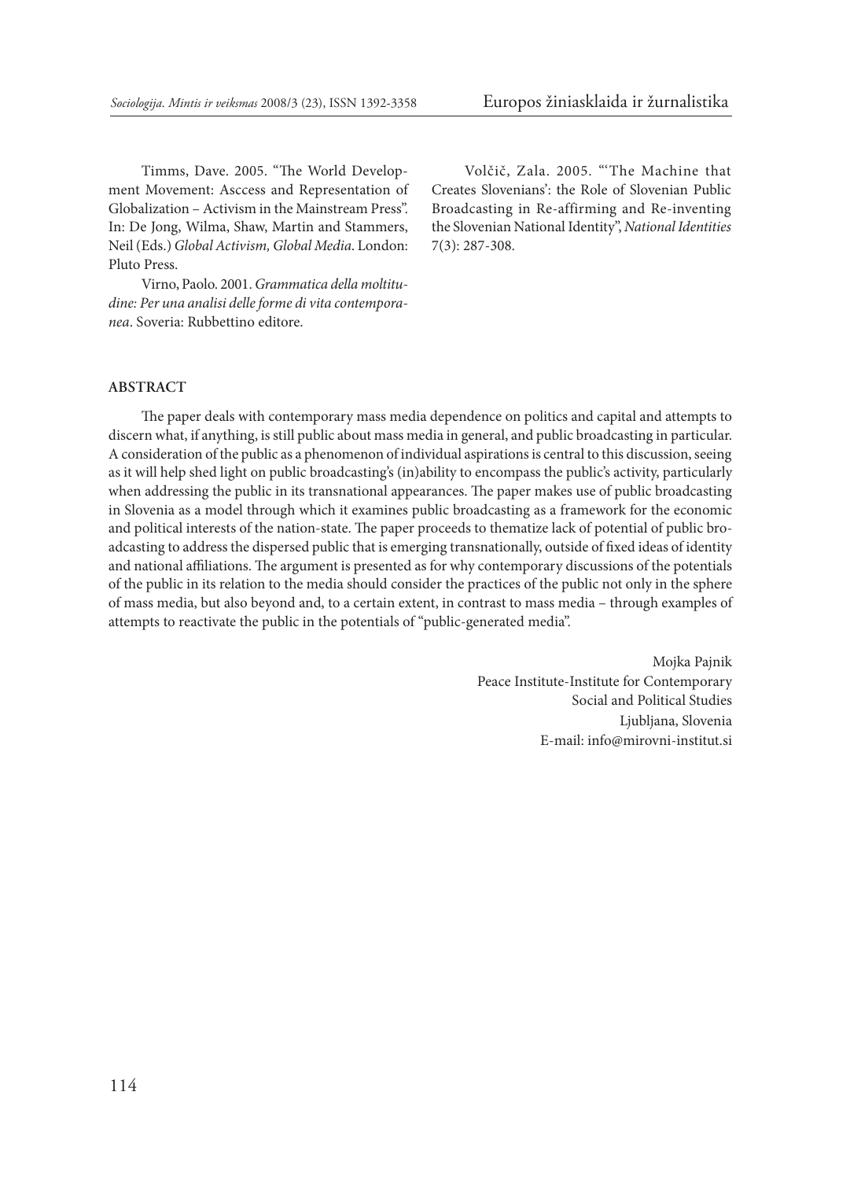Timms, Dave. 2005. "The World Development Movement: Asccess and Representation of Globalization – Activism in the Mainstream Press". In: De Jong, Wilma, Shaw, Martin and Stammers, Neil (Eds.) *Global Activism, Global Media*. London: Pluto Press.

Virno, Paolo. 2001. *Grammatica della moltitudine: Per una analisi delle forme di vita contemporanea*. Soveria: Rubbettino editore.

Volčič, Zala. 2005. "'The Machine that Creates Slovenians': the Role of Slovenian Public Broadcasting in Re-affirming and Re-inventing the Slovenian National Identity", *National Identities* 7(3): 287-308.

## ABSTRACT

The paper deals with contemporary mass media dependence on politics and capital and attempts to discern what, if anything, is still public about mass media in general, and public broadcasting in particular. A consideration of the public as a phenomenon of individual aspirations is central to this discussion, seeing as it will help shed light on public broadcasting's (in)ability to encompass the public's activity, particularly when addressing the public in its transnational appearances. The paper makes use of public broadcasting in Slovenia as a model through which it examines public broadcasting as a framework for the economic and political interests of the nation-state. The paper proceeds to thematize lack of potential of public broadcasting to address the dispersed public that is emerging transnationally, outside of fixed ideas of identity and national affiliations. The argument is presented as for why contemporary discussions of the potentials of the public in its relation to the media should consider the practices of the public not only in the sphere of mass media, but also beyond and, to a certain extent, in contrast to mass media – through examples of attempts to reactivate the public in the potentials of "public-generated media".

Mojka Pajnik
Peace Institute-Institute for Contemporary Social and Political Studies
Ljubljana, Slovenia
E-mail: info@mirovni-institut.si